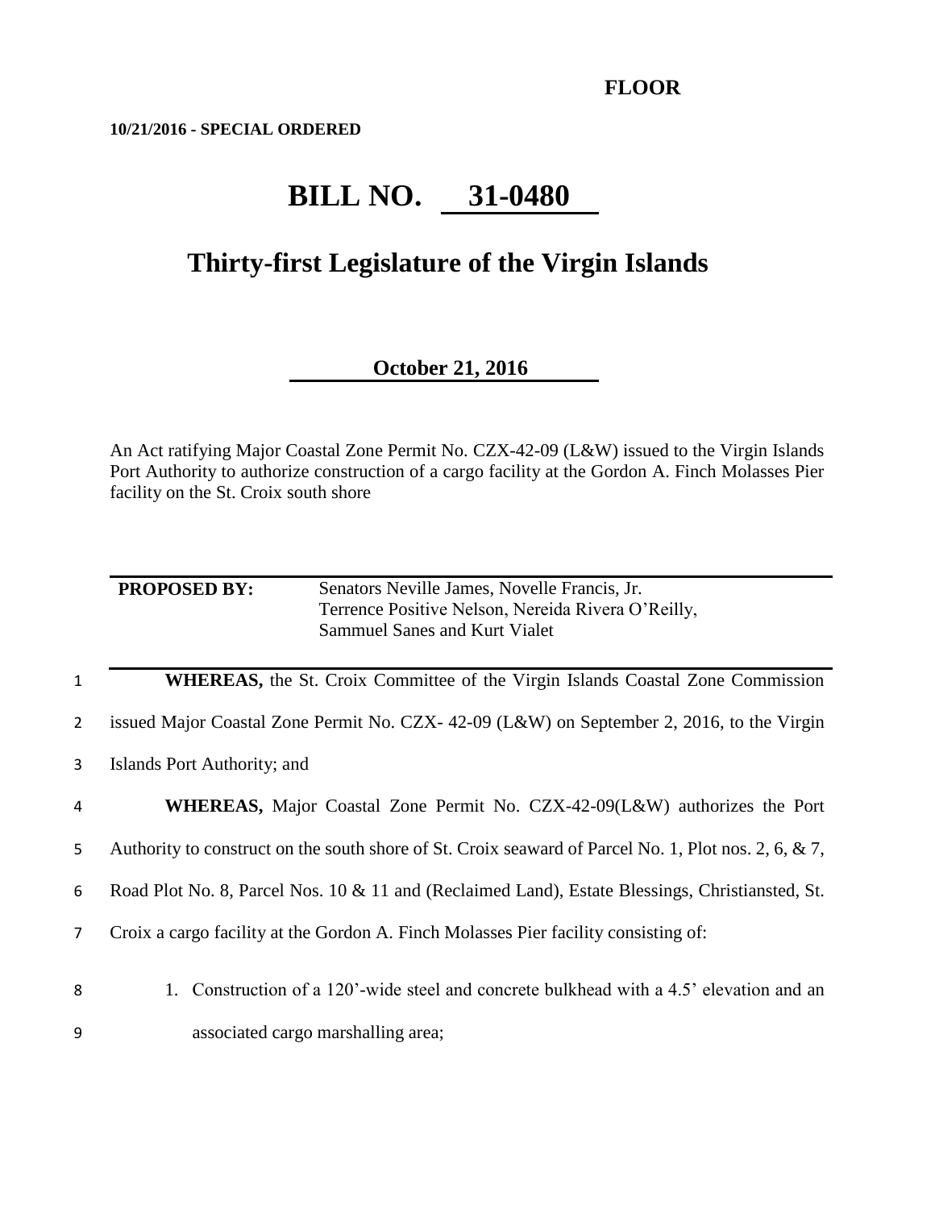**FLOOR**

**10/21/2016 - SPECIAL ORDERED**

# BILL NO. 31-0480

## Thirty-first Legislature of the Virgin Islands

**October 21, 2016**

An Act ratifying Major Coastal Zone Permit No. CZX-42-09 (L&W) issued to the Virgin Islands Port Authority to authorize construction of a cargo facility at the Gordon A. Finch Molasses Pier facility on the St. Croix south shore

**PROPOSED BY:** Senators Neville James, Novelle Francis, Jr. Terrence Positive Nelson, Nereida Rivera O'Reilly, Sammuel Sanes and Kurt Vialet

**WHEREAS,** the St. Croix Committee of the Virgin Islands Coastal Zone Commission issued Major Coastal Zone Permit No. CZX- 42-09 (L&W) on September 2, 2016, to the Virgin Islands Port Authority; and

**WHEREAS,** Major Coastal Zone Permit No. CZX-42-09(L&W) authorizes the Port Authority to construct on the south shore of St. Croix seaward of Parcel No. 1, Plot nos. 2, 6, & 7, Road Plot No. 8, Parcel Nos. 10 & 11 and (Reclaimed Land), Estate Blessings, Christiansted, St. Croix a cargo facility at the Gordon A. Finch Molasses Pier facility consisting of:

1. Construction of a 120'-wide steel and concrete bulkhead with a 4.5' elevation and an associated cargo marshalling area;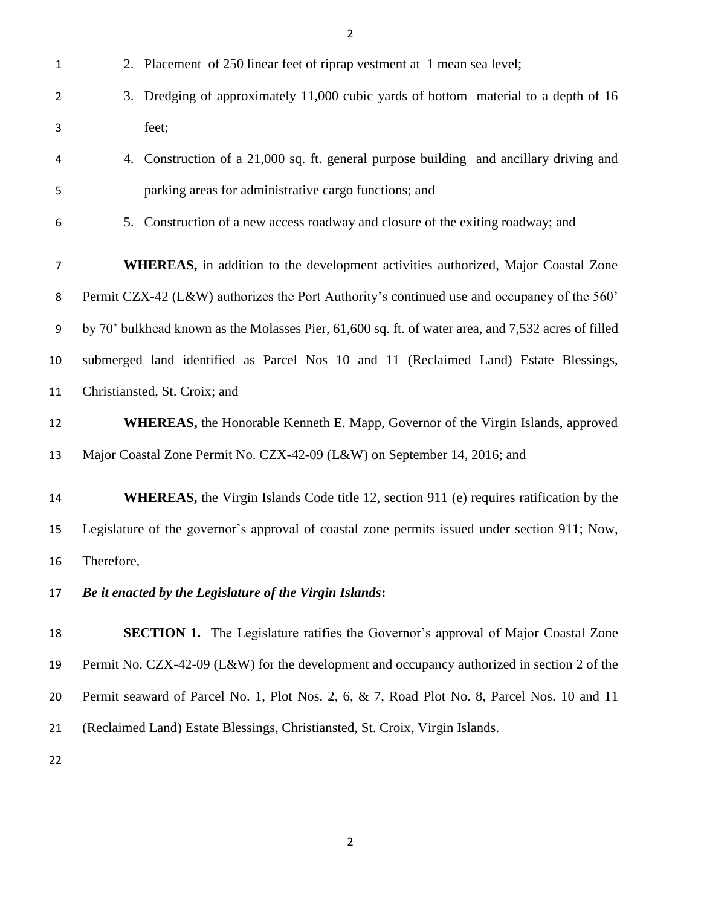2. Placement of 250 linear feet of riprap vestment at 1 mean sea level;
3. Dredging of approximately 11,000 cubic yards of bottom material to a depth of 16 feet;
4. Construction of a 21,000 sq. ft. general purpose building and ancillary driving and parking areas for administrative cargo functions; and
5. Construction of a new access roadway and closure of the exiting roadway; and

**WHEREAS,** in addition to the development activities authorized, Major Coastal Zone Permit CZX-42 (L&W) authorizes the Port Authority's continued use and occupancy of the 560' by 70' bulkhead known as the Molasses Pier, 61,600 sq. ft. of water area, and 7,532 acres of filled submerged land identified as Parcel Nos 10 and 11 (Reclaimed Land) Estate Blessings, Christiansted, St. Croix; and

**WHEREAS,** the Honorable Kenneth E. Mapp, Governor of the Virgin Islands, approved Major Coastal Zone Permit No. CZX-42-09 (L&W) on September 14, 2016; and

**WHEREAS,** the Virgin Islands Code title 12, section 911 (e) requires ratification by the Legislature of the governor's approval of coastal zone permits issued under section 911; Now, Therefore,

***Be it enacted by the Legislature of the Virgin Islands*:**

**SECTION 1.** The Legislature ratifies the Governor's approval of Major Coastal Zone Permit No. CZX-42-09 (L&W) for the development and occupancy authorized in section 2 of the Permit seaward of Parcel No. 1, Plot Nos. 2, 6, & 7, Road Plot No. 8, Parcel Nos. 10 and 11 (Reclaimed Land) Estate Blessings, Christiansted, St. Croix, Virgin Islands.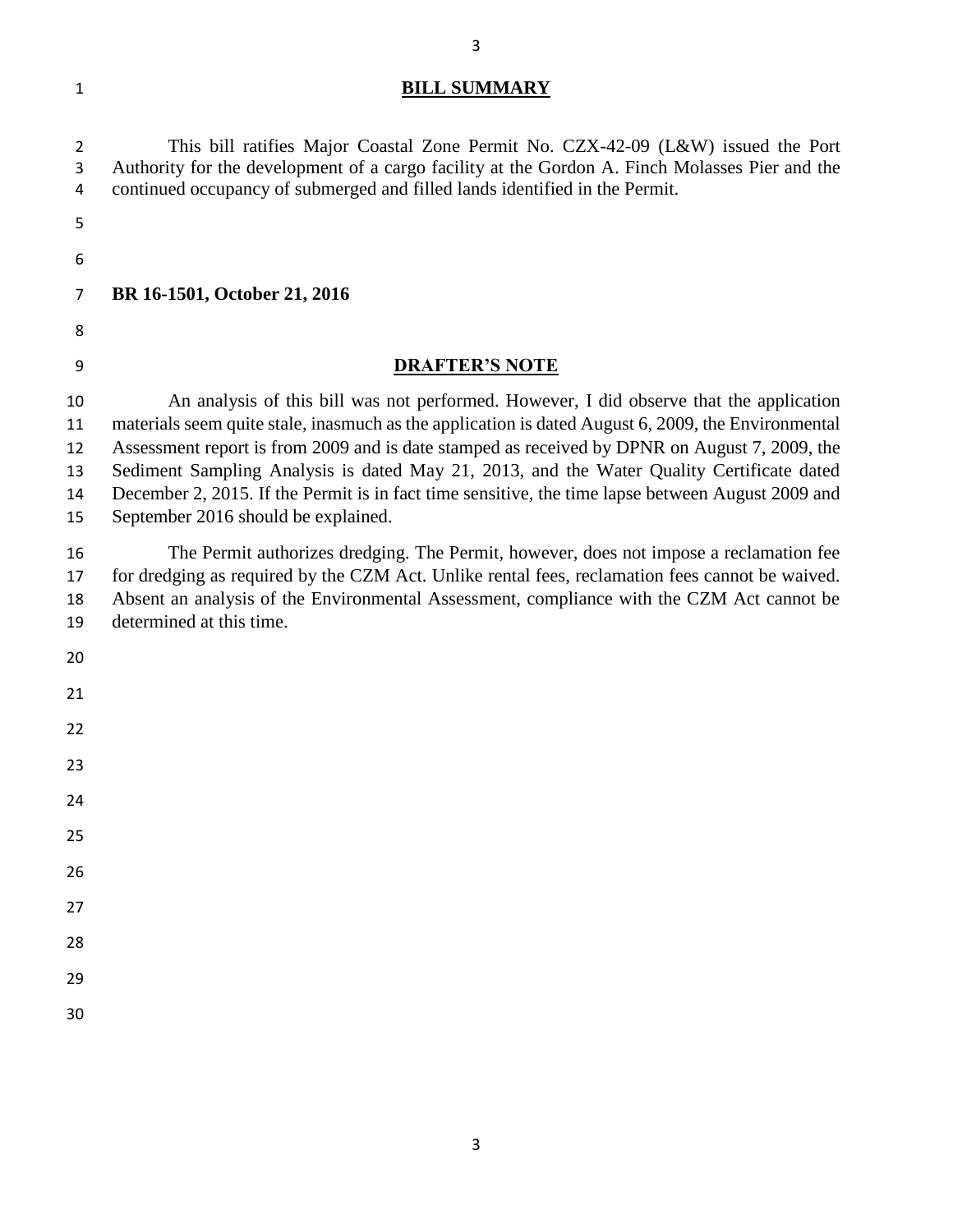## BILL SUMMARY

This bill ratifies Major Coastal Zone Permit No. CZX-42-09 (L&W) issued the Port Authority for the development of a cargo facility at the Gordon A. Finch Molasses Pier and the continued occupancy of submerged and filled lands identified in the Permit.

**BR 16-1501, October 21, 2016**

## DRAFTER'S NOTE

An analysis of this bill was not performed. However, I did observe that the application materials seem quite stale, inasmuch as the application is dated August 6, 2009, the Environmental Assessment report is from 2009 and is date stamped as received by DPNR on August 7, 2009, the Sediment Sampling Analysis is dated May 21, 2013, and the Water Quality Certificate dated December 2, 2015. If the Permit is in fact time sensitive, the time lapse between August 2009 and September 2016 should be explained.

The Permit authorizes dredging. The Permit, however, does not impose a reclamation fee for dredging as required by the CZM Act. Unlike rental fees, reclamation fees cannot be waived. Absent an analysis of the Environmental Assessment, compliance with the CZM Act cannot be determined at this time.